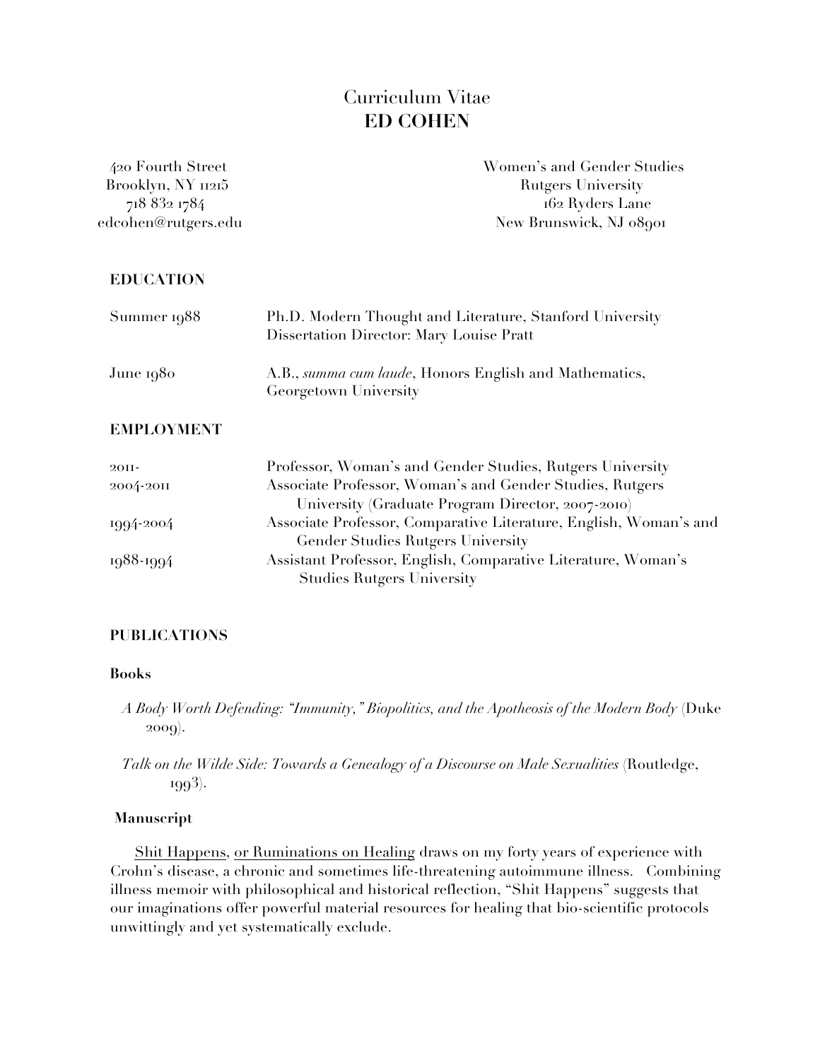# Curriculum Vitae
# ED COHEN

420 Fourth Street
Brooklyn, NY 11215
718 832 1784
edcohen@rutgers.edu

Women's and Gender Studies
Rutgers University
162 Ryders Lane
New Brunswick, NJ 08901

## EDUCATION

| | |
|---|---|
| Summer 1988 | Ph.D. Modern Thought and Literature, Stanford University<br>Dissertation Director: Mary Louise Pratt |
| June 1980 | A.B., *summa cum laude*, Honors English and Mathematics, Georgetown University |

## EMPLOYMENT

| | |
|---|---|
| 2011- | Professor, Woman's and Gender Studies, Rutgers University |
| 2004-2011 | Associate Professor, Woman's and Gender Studies, Rutgers University (Graduate Program Director, 2007-2010) |
| 1994-2004 | Associate Professor, Comparative Literature, English, Woman's and Gender Studies Rutgers University |
| 1988-1994 | Assistant Professor, English, Comparative Literature, Woman's Studies Rutgers University |

## PUBLICATIONS

### Books

*A Body Worth Defending: "Immunity," Biopolitics, and the Apotheosis of the Modern Body* (Duke 2009).

*Talk on the Wilde Side: Towards a Genealogy of a Discourse on Male Sexualities* (Routledge, 1993).

### Manuscript

<u>Shit Happens, or Ruminations on Healing</u> draws on my forty years of experience with Crohn's disease, a chronic and sometimes life-threatening autoimmune illness. Combining illness memoir with philosophical and historical reflection, "Shit Happens" suggests that our imaginations offer powerful material resources for healing that bio-scientific protocols unwittingly and yet systematically exclude.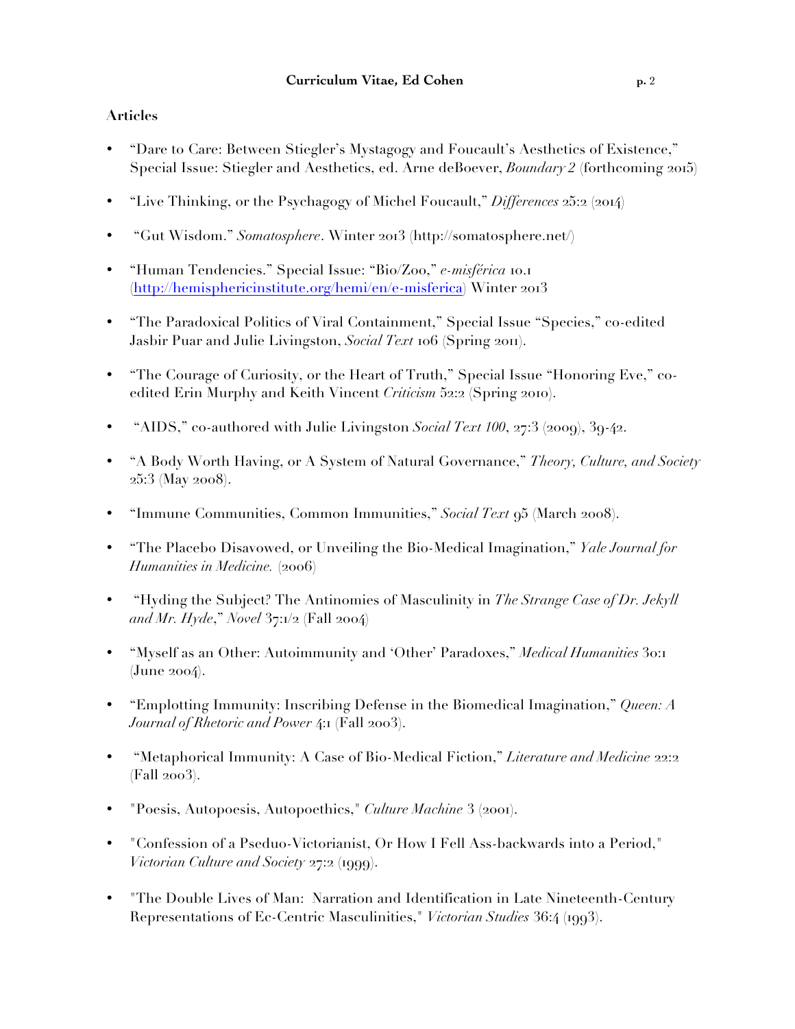## Articles

- "Dare to Care: Between Stiegler's Mystagogy and Foucault's Aesthetics of Existence," Special Issue: Stiegler and Aesthetics, ed. Arne deBoever, *Boundary 2* (forthcoming 2015)
- "Live Thinking, or the Psychagogy of Michel Foucault," *Differences* 25:2 (2014)
- "Gut Wisdom." *Somatosphere*. Winter 2013 (http://somatosphere.net/)
- "Human Tendencies." Special Issue: "Bio/Zoo," *e-misférica* 10.1 (http://hemisphericinstitute.org/hemi/en/e-misferica) Winter 2013
- "The Paradoxical Politics of Viral Containment," Special Issue "Species," co-edited Jasbir Puar and Julie Livingston, *Social Text* 106 (Spring 2011).
- "The Courage of Curiosity, or the Heart of Truth," Special Issue "Honoring Eve," co-edited Erin Murphy and Keith Vincent *Criticism* 52:2 (Spring 2010).
- "AIDS," co-authored with Julie Livingston *Social Text 100*, 27:3 (2009), 39-42.
- "A Body Worth Having, or A System of Natural Governance," *Theory, Culture, and Society* 25:3 (May 2008).
- "Immune Communities, Common Immunities," *Social Text* 95 (March 2008).
- "The Placebo Disavowed, or Unveiling the Bio-Medical Imagination," *Yale Journal for Humanities in Medicine.* (2006)
- "Hyding the Subject? The Antinomies of Masculinity in *The Strange Case of Dr. Jekyll and Mr. Hyde*," *Novel* 37:1/2 (Fall 2004)
- "Myself as an Other: Autoimmunity and 'Other' Paradoxes," *Medical Humanities* 30:1 (June 2004).
- "Emplotting Immunity: Inscribing Defense in the Biomedical Imagination," *Queen: A Journal of Rhetoric and Power* 4:1 (Fall 2003).
- "Metaphorical Immunity: A Case of Bio-Medical Fiction," *Literature and Medicine* 22:2 (Fall 2003).
- "Poesis, Autopoesis, Autopoethics," *Culture Machine* 3 (2001).
- "Confession of a Pseduo-Victorianist, Or How I Fell Ass-backwards into a Period," *Victorian Culture and Society* 27:2 (1999).
- "The Double Lives of Man: Narration and Identification in Late Nineteenth-Century Representations of Ec-Centric Masculinities," *Victorian Studies* 36:4 (1993).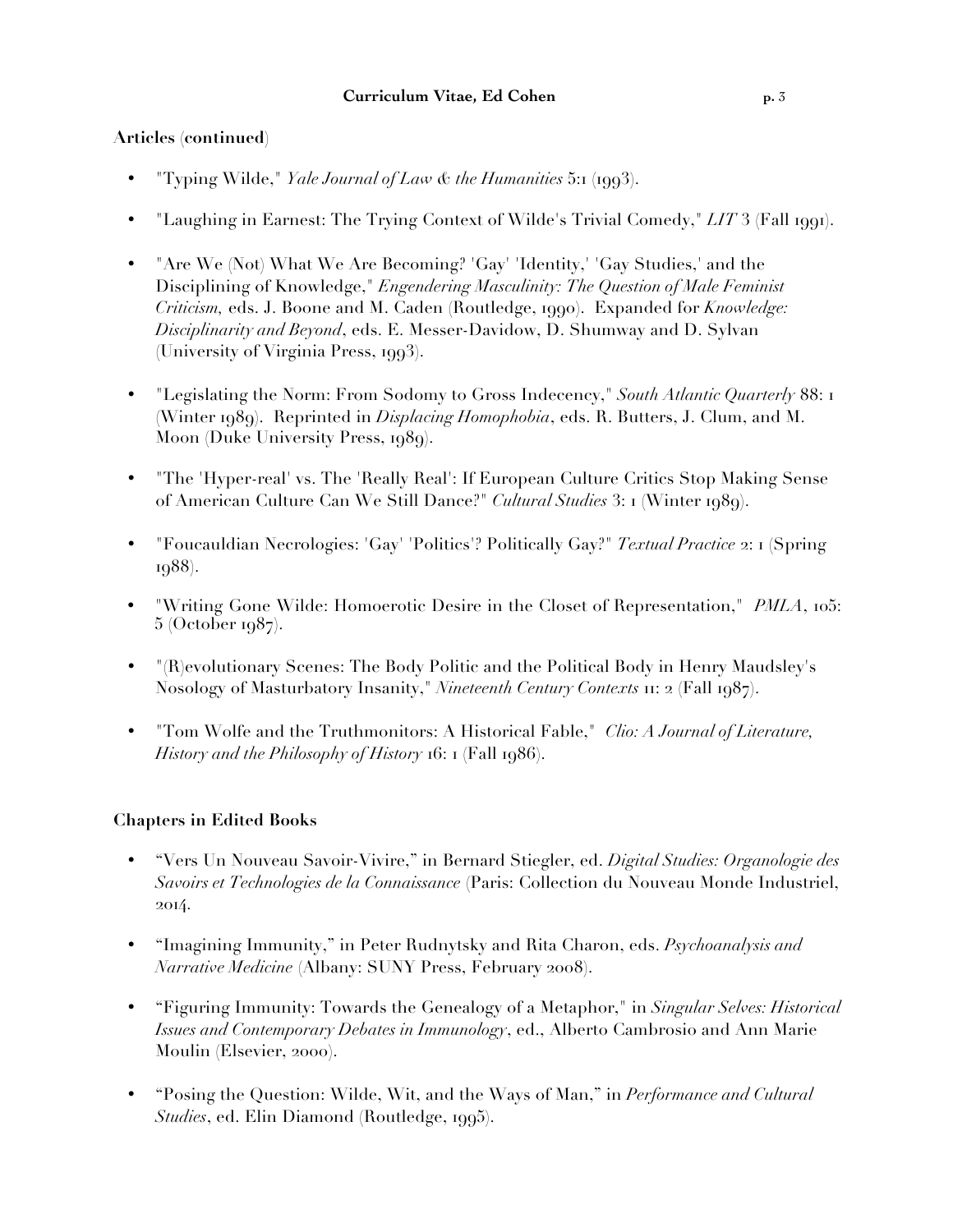**Articles (continued)**

- "Typing Wilde," *Yale Journal of Law & the Humanities* 5:1 (1993).
- "Laughing in Earnest: The Trying Context of Wilde's Trivial Comedy," *LIT* 3 (Fall 1991).
- "Are We (Not) What We Are Becoming? 'Gay' 'Identity,' 'Gay Studies,' and the Disciplining of Knowledge," *Engendering Masculinity: The Question of Male Feminist Criticism,* eds. J. Boone and M. Caden (Routledge, 1990). Expanded for *Knowledge: Disciplinarity and Beyond*, eds. E. Messer-Davidow, D. Shumway and D. Sylvan (University of Virginia Press, 1993).
- "Legislating the Norm: From Sodomy to Gross Indecency," *South Atlantic Quarterly* 88: 1 (Winter 1989). Reprinted in *Displacing Homophobia*, eds. R. Butters, J. Clum, and M. Moon (Duke University Press, 1989).
- "The 'Hyper-real' vs. The 'Really Real': If European Culture Critics Stop Making Sense of American Culture Can We Still Dance?" *Cultural Studies* 3: 1 (Winter 1989).
- "Foucauldian Necrologies: 'Gay' 'Politics'? Politically Gay?" *Textual Practice* 2: 1 (Spring 1988).
- "Writing Gone Wilde: Homoerotic Desire in the Closet of Representation," *PMLA*, 105: 5 (October 1987).
- "(R)evolutionary Scenes: The Body Politic and the Political Body in Henry Maudsley's Nosology of Masturbatory Insanity," *Nineteenth Century Contexts* 11: 2 (Fall 1987).
- "Tom Wolfe and the Truthmonitors: A Historical Fable," *Clio: A Journal of Literature, History and the Philosophy of History* 16: 1 (Fall 1986).

**Chapters in Edited Books**

- "Vers Un Nouveau Savoir-Vivire," in Bernard Stiegler, ed. *Digital Studies: Organologie des Savoirs et Technologies de la Connaissance* (Paris: Collection du Nouveau Monde Industriel, 2014.
- "Imagining Immunity," in Peter Rudnytsky and Rita Charon, eds. *Psychoanalysis and Narrative Medicine* (Albany: SUNY Press, February 2008).
- "Figuring Immunity: Towards the Genealogy of a Metaphor," in *Singular Selves: Historical Issues and Contemporary Debates in Immunology*, ed., Alberto Cambrosio and Ann Marie Moulin (Elsevier, 2000).
- "Posing the Question: Wilde, Wit, and the Ways of Man," in *Performance and Cultural Studies*, ed. Elin Diamond (Routledge, 1995).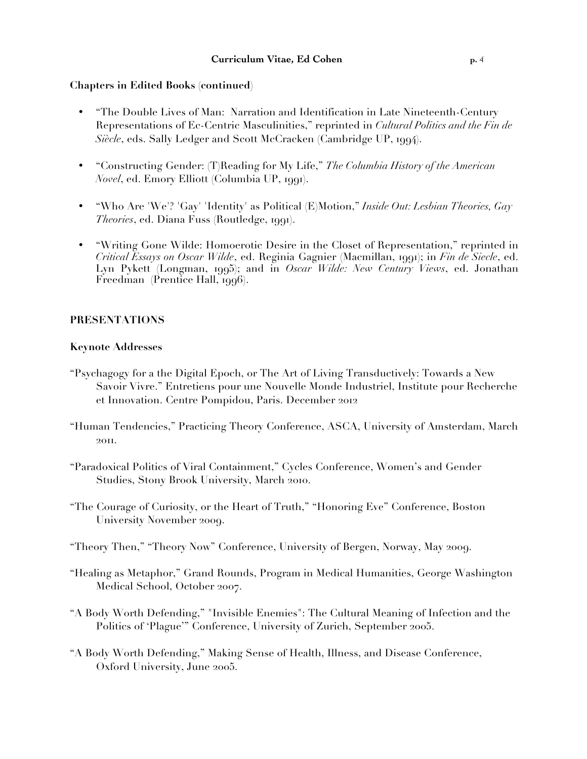**Chapters in Edited Books (continued)**

- "The Double Lives of Man: Narration and Identification in Late Nineteenth-Century Representations of Ec-Centric Masculinities," reprinted in *Cultural Politics and the Fin de Siècle*, eds. Sally Ledger and Scott McCracken (Cambridge UP, 1994).

- "Constructing Gender: (T)Reading for My Life," *The Columbia History of the American Novel*, ed. Emory Elliott (Columbia UP, 1991).

- "Who Are 'We'? 'Gay' 'Identity' as Political (E)Motion," *Inside Out: Lesbian Theories, Gay Theories*, ed. Diana Fuss (Routledge, 1991).

- "Writing Gone Wilde: Homoerotic Desire in the Closet of Representation," reprinted in *Critical Essays on Oscar Wilde*, ed. Reginia Gagnier (Macmillan, 1991); in *Fin de Siecle*, ed. Lyn Pykett (Longman, 1995); and in *Oscar Wilde: New Century Views*, ed. Jonathan Freedman (Prentice Hall, 1996).

## PRESENTATIONS

**Keynote Addresses**

"Psychagogy for a the Digital Epoch, or The Art of Living Transductively: Towards a New Savoir Vivre." Entretiens pour une Nouvelle Monde Industriel, Institute pour Recherche et Innovation. Centre Pompidou, Paris. December 2012

"Human Tendencies," Practicing Theory Conference, ASCA, University of Amsterdam, March 2011.

"Paradoxical Politics of Viral Containment," Cycles Conference, Women's and Gender Studies, Stony Brook University, March 2010.

"The Courage of Curiosity, or the Heart of Truth," "Honoring Eve" Conference, Boston University November 2009.

"Theory Then," "Theory Now" Conference, University of Bergen, Norway, May 2009.

"Healing as Metaphor," Grand Rounds, Program in Medical Humanities, George Washington Medical School, October 2007.

"A Body Worth Defending," "Invisible Enemies": The Cultural Meaning of Infection and the Politics of 'Plague'" Conference, University of Zurich, September 2005.

"A Body Worth Defending," Making Sense of Health, Illness, and Disease Conference, Oxford University, June 2005.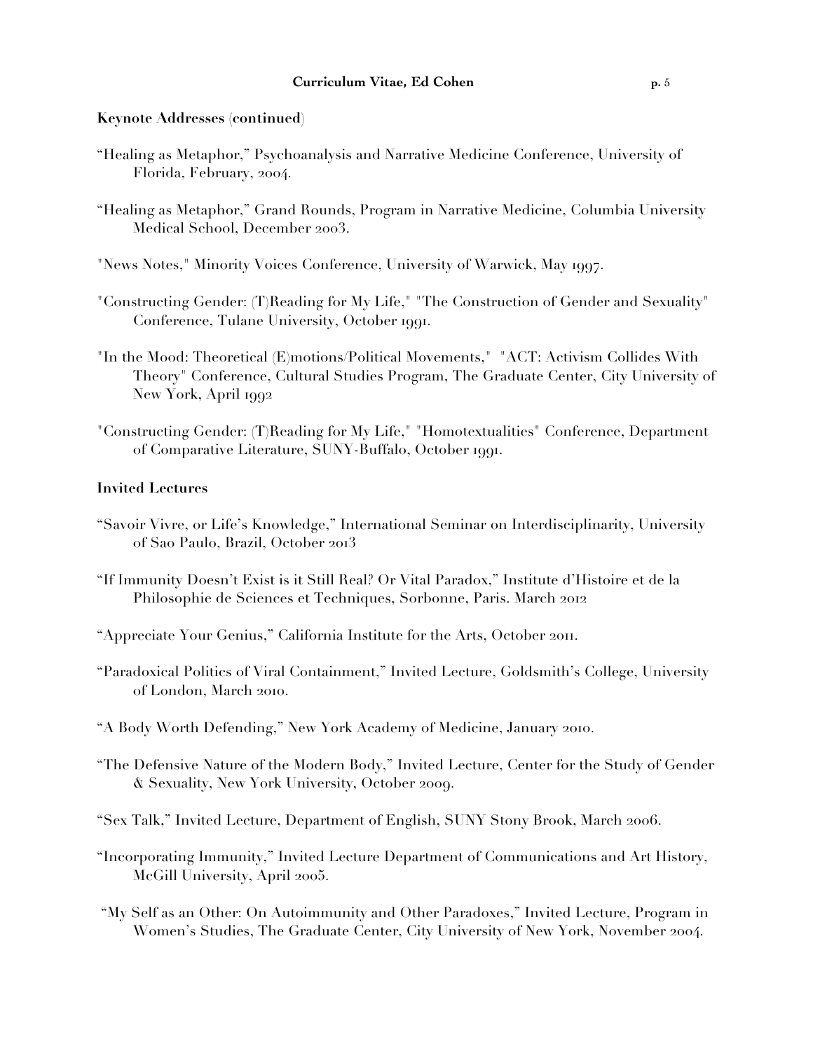**Keynote Addresses (continued)**

"Healing as Metaphor," Psychoanalysis and Narrative Medicine Conference, University of Florida, February, 2004.

"Healing as Metaphor," Grand Rounds, Program in Narrative Medicine, Columbia University Medical School, December 2003.

"News Notes," Minority Voices Conference, University of Warwick, May 1997.

"Constructing Gender: (T)Reading for My Life," "The Construction of Gender and Sexuality" Conference, Tulane University, October 1991.

"In the Mood: Theoretical (E)motions/Political Movements," "ACT: Activism Collides With Theory" Conference, Cultural Studies Program, The Graduate Center, City University of New York, April 1992

"Constructing Gender: (T)Reading for My Life," "Homotextualities" Conference, Department of Comparative Literature, SUNY-Buffalo, October 1991.

**Invited Lectures**

"Savoir Vivre, or Life's Knowledge," International Seminar on Interdisciplinarity, University of Sao Paulo, Brazil, October 2013

"If Immunity Doesn't Exist is it Still Real? Or Vital Paradox," Institute d'Histoire et de la Philosophie de Sciences et Techniques, Sorbonne, Paris. March 2012

"Appreciate Your Genius," California Institute for the Arts, October 2011.

"Paradoxical Politics of Viral Containment," Invited Lecture, Goldsmith's College, University of London, March 2010.

"A Body Worth Defending," New York Academy of Medicine, January 2010.

"The Defensive Nature of the Modern Body," Invited Lecture, Center for the Study of Gender & Sexuality, New York University, October 2009.

"Sex Talk," Invited Lecture, Department of English, SUNY Stony Brook, March 2006.

"Incorporating Immunity," Invited Lecture Department of Communications and Art History, McGill University, April 2005.

"My Self as an Other: On Autoimmunity and Other Paradoxes," Invited Lecture, Program in Women's Studies, The Graduate Center, City University of New York, November 2004.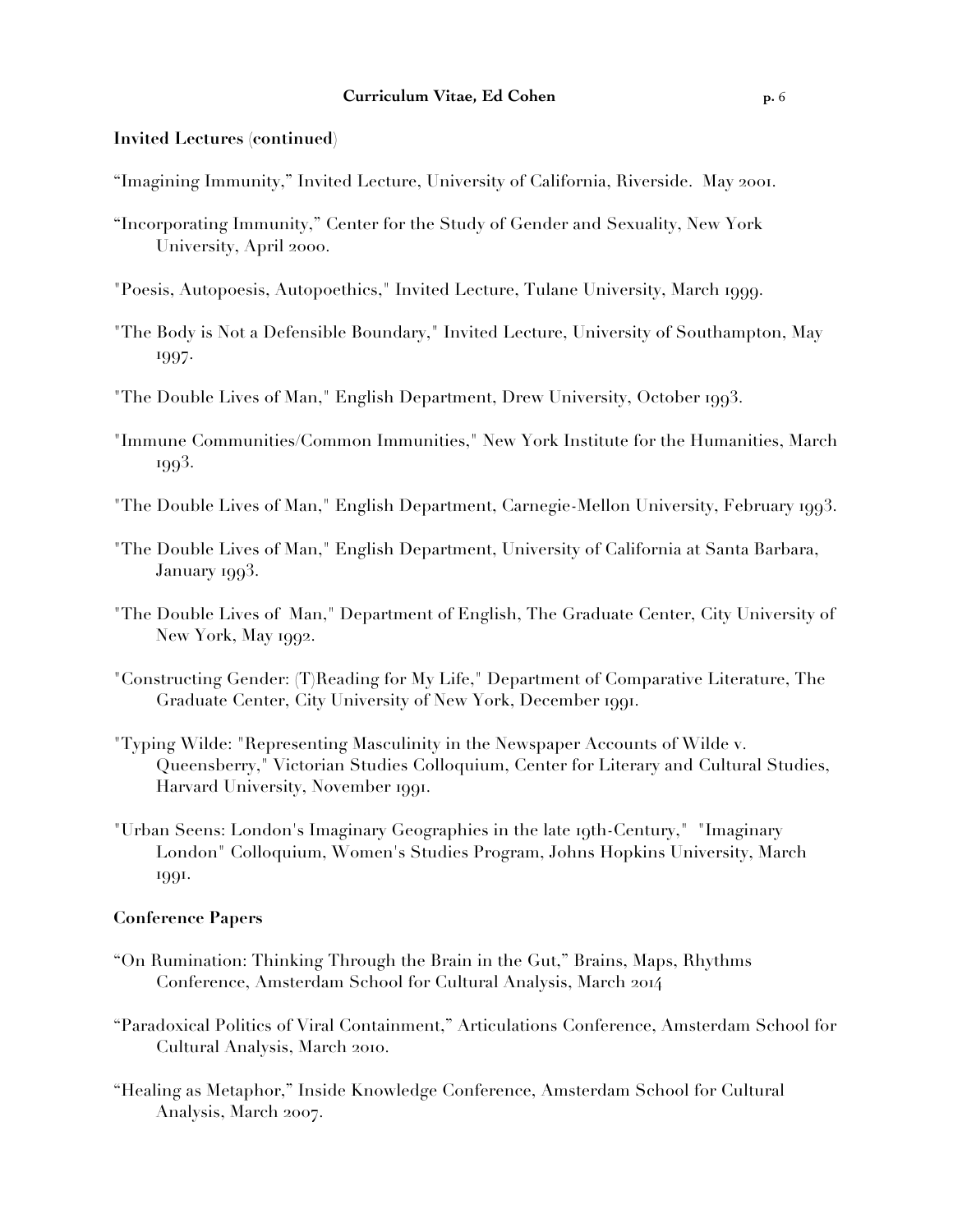**Invited Lectures (continued)**

"Imagining Immunity," Invited Lecture, University of California, Riverside. May 2001.

"Incorporating Immunity," Center for the Study of Gender and Sexuality, New York University, April 2000.

"Poesis, Autopoesis, Autopoethics," Invited Lecture, Tulane University, March 1999.

"The Body is Not a Defensible Boundary," Invited Lecture, University of Southampton, May 1997.

"The Double Lives of Man," English Department, Drew University, October 1993.

"Immune Communities/Common Immunities," New York Institute for the Humanities, March 1993.

"The Double Lives of Man," English Department, Carnegie-Mellon University, February 1993.

"The Double Lives of Man," English Department, University of California at Santa Barbara, January 1993.

"The Double Lives of Man," Department of English, The Graduate Center, City University of New York, May 1992.

"Constructing Gender: (T)Reading for My Life," Department of Comparative Literature, The Graduate Center, City University of New York, December 1991.

"Typing Wilde: "Representing Masculinity in the Newspaper Accounts of Wilde v. Queensberry," Victorian Studies Colloquium, Center for Literary and Cultural Studies, Harvard University, November 1991.

"Urban Seens: London's Imaginary Geographies in the late 19th-Century," "Imaginary London" Colloquium, Women's Studies Program, Johns Hopkins University, March 1991.

**Conference Papers**

"On Rumination: Thinking Through the Brain in the Gut," Brains, Maps, Rhythms Conference, Amsterdam School for Cultural Analysis, March 2014

"Paradoxical Politics of Viral Containment," Articulations Conference, Amsterdam School for Cultural Analysis, March 2010.

"Healing as Metaphor," Inside Knowledge Conference, Amsterdam School for Cultural Analysis, March 2007.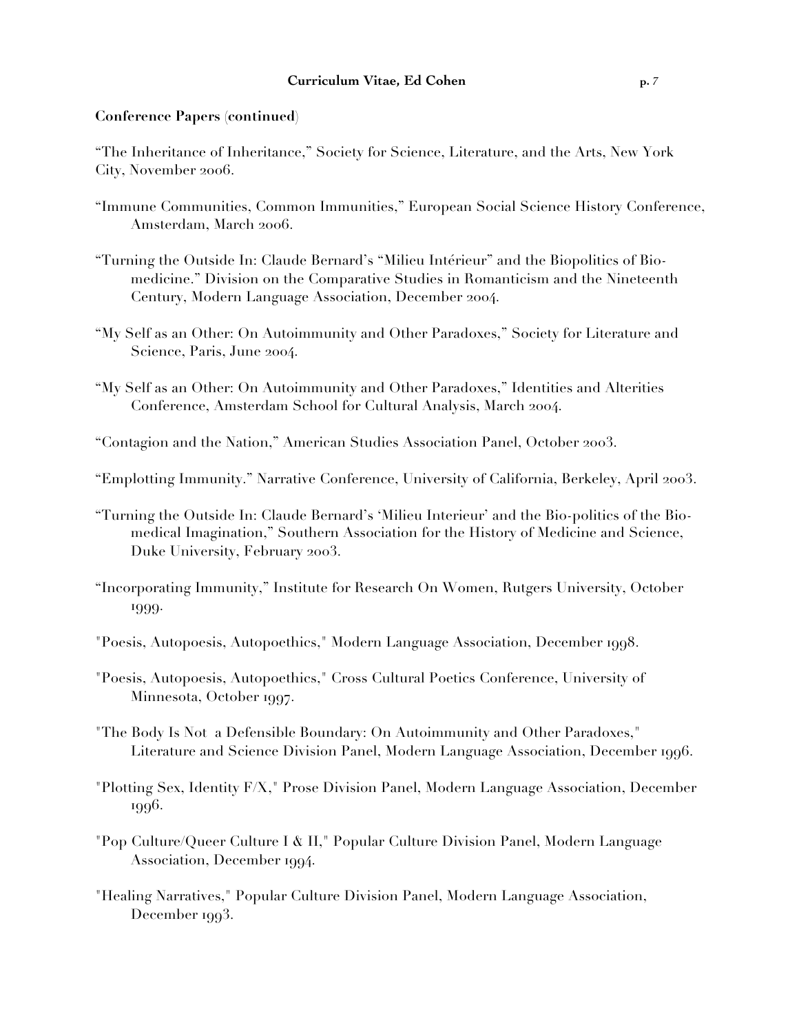**Conference Papers (continued)**

"The Inheritance of Inheritance," Society for Science, Literature, and the Arts, New York City, November 2006.

"Immune Communities, Common Immunities," European Social Science History Conference, Amsterdam, March 2006.

"Turning the Outside In: Claude Bernard's "Milieu Intérieur" and the Biopolitics of Bio-medicine." Division on the Comparative Studies in Romanticism and the Nineteenth Century, Modern Language Association, December 2004.

"My Self as an Other: On Autoimmunity and Other Paradoxes," Society for Literature and Science, Paris, June 2004.

"My Self as an Other: On Autoimmunity and Other Paradoxes," Identities and Alterities Conference, Amsterdam School for Cultural Analysis, March 2004.

"Contagion and the Nation," American Studies Association Panel, October 2003.

"Emplotting Immunity." Narrative Conference, University of California, Berkeley, April 2003.

"Turning the Outside In: Claude Bernard's 'Milieu Interieur' and the Bio-politics of the Bio-medical Imagination," Southern Association for the History of Medicine and Science, Duke University, February 2003.

"Incorporating Immunity," Institute for Research On Women, Rutgers University, October 1999.

"Poesis, Autopoesis, Autopoethics," Modern Language Association, December 1998.

"Poesis, Autopoesis, Autopoethics," Cross Cultural Poetics Conference, University of Minnesota, October 1997.

"The Body Is Not a Defensible Boundary: On Autoimmunity and Other Paradoxes," Literature and Science Division Panel, Modern Language Association, December 1996.

"Plotting Sex, Identity F/X," Prose Division Panel, Modern Language Association, December 1996.

"Pop Culture/Queer Culture I & II," Popular Culture Division Panel, Modern Language Association, December 1994.

"Healing Narratives," Popular Culture Division Panel, Modern Language Association, December 1993.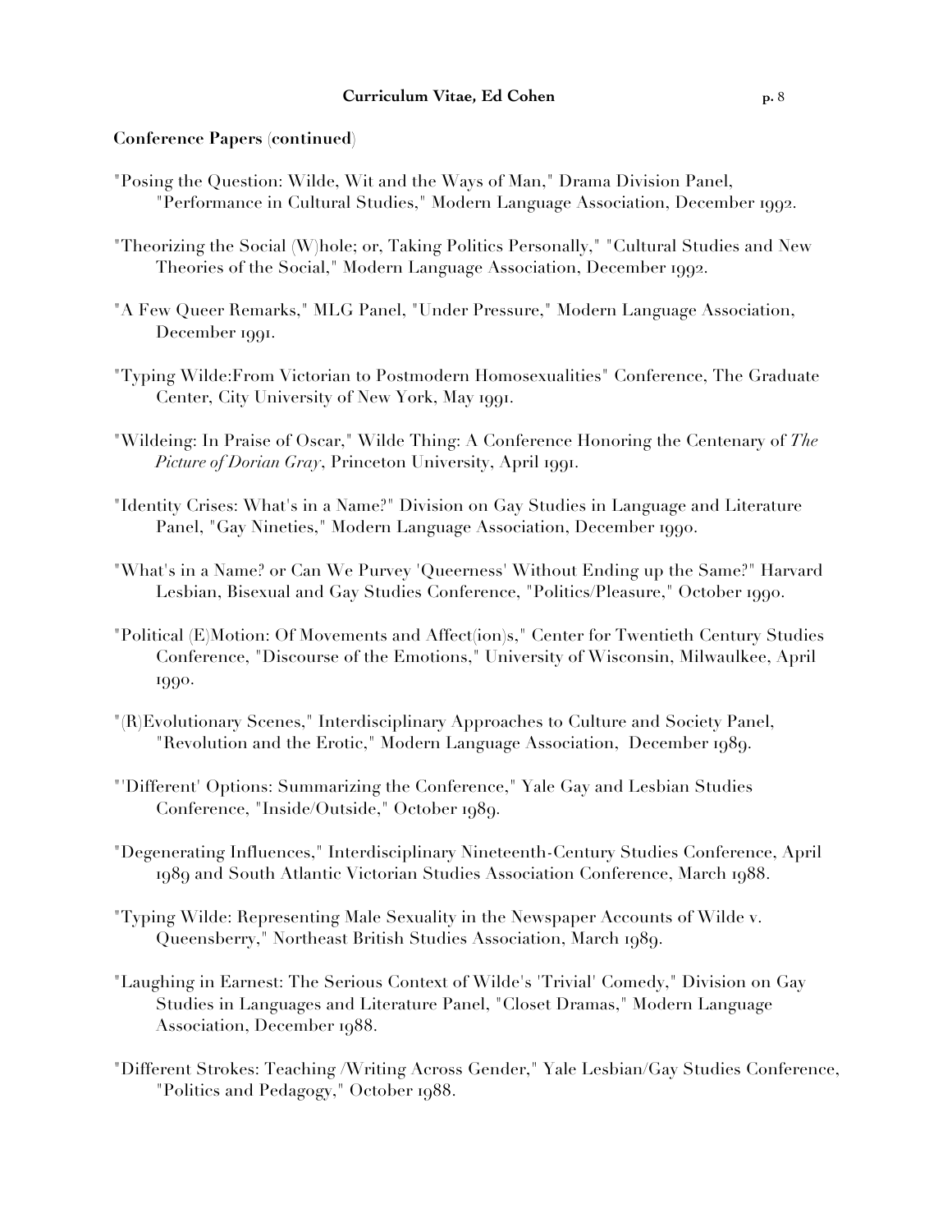**Conference Papers (continued)**

"Posing the Question: Wilde, Wit and the Ways of Man," Drama Division Panel, "Performance in Cultural Studies," Modern Language Association, December 1992.

"Theorizing the Social (W)hole; or, Taking Politics Personally," "Cultural Studies and New Theories of the Social," Modern Language Association, December 1992.

"A Few Queer Remarks," MLG Panel, "Under Pressure," Modern Language Association, December 1991.

"Typing Wilde:From Victorian to Postmodern Homosexualities" Conference, The Graduate Center, City University of New York, May 1991.

"Wildeing: In Praise of Oscar," Wilde Thing: A Conference Honoring the Centenary of *The Picture of Dorian Gray*, Princeton University, April 1991.

"Identity Crises: What's in a Name?" Division on Gay Studies in Language and Literature Panel, "Gay Nineties," Modern Language Association, December 1990.

"What's in a Name? or Can We Purvey 'Queerness' Without Ending up the Same?" Harvard Lesbian, Bisexual and Gay Studies Conference, "Politics/Pleasure," October 1990.

"Political (E)Motion: Of Movements and Affect(ion)s," Center for Twentieth Century Studies Conference, "Discourse of the Emotions," University of Wisconsin, Milwaulkee, April 1990.

"(R)Evolutionary Scenes," Interdisciplinary Approaches to Culture and Society Panel, "Revolution and the Erotic," Modern Language Association, December 1989.

"'Different' Options: Summarizing the Conference," Yale Gay and Lesbian Studies Conference, "Inside/Outside," October 1989.

"Degenerating Influences," Interdisciplinary Nineteenth-Century Studies Conference, April 1989 and South Atlantic Victorian Studies Association Conference, March 1988.

"Typing Wilde: Representing Male Sexuality in the Newspaper Accounts of Wilde v. Queensberry," Northeast British Studies Association, March 1989.

"Laughing in Earnest: The Serious Context of Wilde's 'Trivial' Comedy," Division on Gay Studies in Languages and Literature Panel, "Closet Dramas," Modern Language Association, December 1988.

"Different Strokes: Teaching /Writing Across Gender," Yale Lesbian/Gay Studies Conference, "Politics and Pedagogy," October 1988.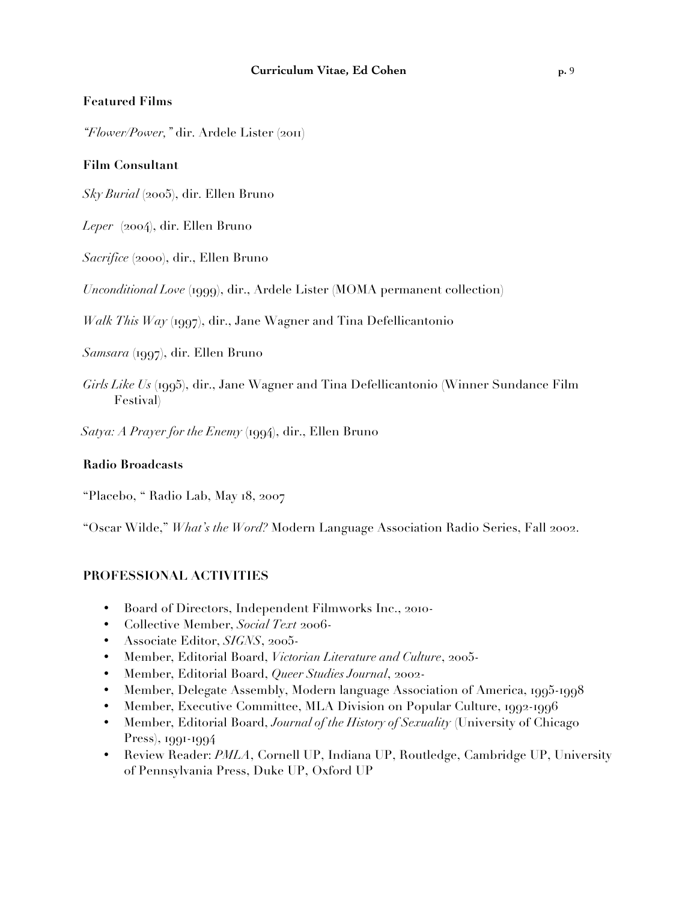### Featured Films

*"Flower/Power,"* dir. Ardele Lister (2011)

### Film Consultant

*Sky Burial* (2005), dir. Ellen Bruno

*Leper* (2004), dir. Ellen Bruno

*Sacrifice* (2000), dir., Ellen Bruno

*Unconditional Love* (1999), dir., Ardele Lister (MOMA permanent collection)

*Walk This Way* (1997), dir., Jane Wagner and Tina Defellicantonio

*Samsara* (1997), dir. Ellen Bruno

*Girls Like Us* (1995), dir., Jane Wagner and Tina Defellicantonio (Winner Sundance Film Festival)

*Satya: A Prayer for the Enemy* (1994), dir., Ellen Bruno

### Radio Broadcasts

"Placebo, " Radio Lab, May 18, 2007

"Oscar Wilde," *What's the Word?* Modern Language Association Radio Series, Fall 2002.

## PROFESSIONAL ACTIVITIES

- Board of Directors, Independent Filmworks Inc., 2010-
- Collective Member, *Social Text* 2006-
- Associate Editor, *SIGNS*, 2005-
- Member, Editorial Board, *Victorian Literature and Culture*, 2005-
- Member, Editorial Board, *Queer Studies Journal*, 2002-
- Member, Delegate Assembly, Modern language Association of America, 1995-1998
- Member, Executive Committee, MLA Division on Popular Culture, 1992-1996
- Member, Editorial Board, *Journal of the History of Sexuality* (University of Chicago Press), 1991-1994
- Review Reader: *PMLA*, Cornell UP, Indiana UP, Routledge, Cambridge UP, University of Pennsylvania Press, Duke UP, Oxford UP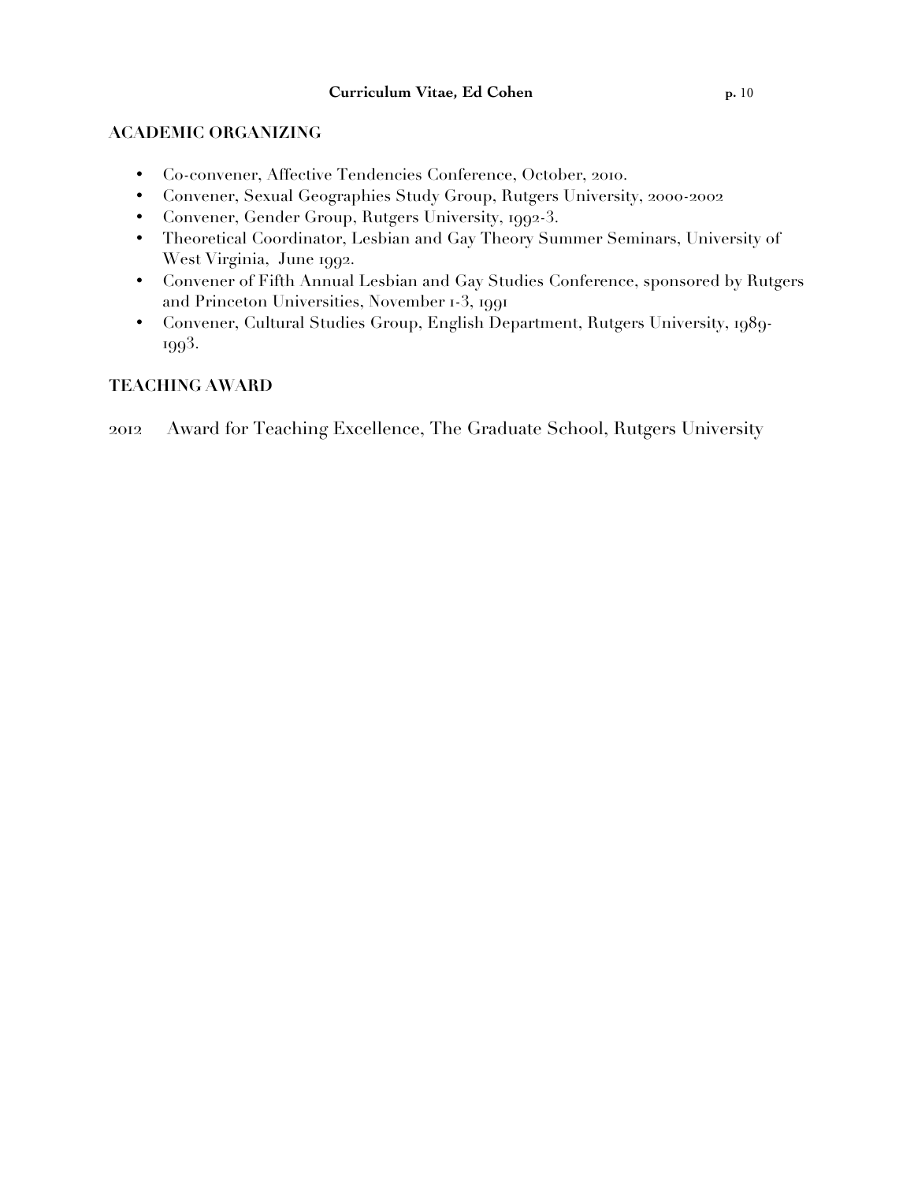## ACADEMIC ORGANIZING

- Co-convener, Affective Tendencies Conference, October, 2010.
- Convener, Sexual Geographies Study Group, Rutgers University, 2000-2002
- Convener, Gender Group, Rutgers University, 1992-3.
- Theoretical Coordinator, Lesbian and Gay Theory Summer Seminars, University of West Virginia, June 1992.
- Convener of Fifth Annual Lesbian and Gay Studies Conference, sponsored by Rutgers and Princeton Universities, November 1-3, 1991
- Convener, Cultural Studies Group, English Department, Rutgers University, 1989-1993.

## TEACHING AWARD

2012 Award for Teaching Excellence, The Graduate School, Rutgers University